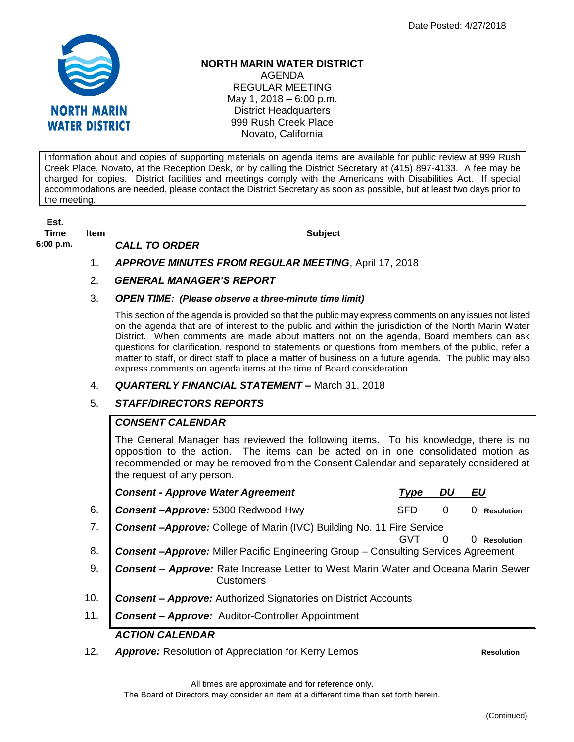Date Posted: 4/27/2018

# NORTH MARIN WATER DISTRICT

AGENDA
REGULAR MEETING
May 1, 2018 – 6:00 p.m.
District Headquarters
999 Rush Creek Place
Novato, California

Information about and copies of supporting materials on agenda items are available for public review at 999 Rush Creek Place, Novato, at the Reception Desk, or by calling the District Secretary at (415) 897-4133. A fee may be charged for copies. District facilities and meetings comply with the Americans with Disabilities Act. If special accommodations are needed, please contact the District Secretary as soon as possible, but at least two days prior to the meeting.

| Est. Time | Item | Subject | | | | |
|---|---|---|---|---|---|---|
| 6:00 p.m. | | ***CALL TO ORDER*** | | | | |
| | 1. | ***APPROVE MINUTES FROM REGULAR MEETING***, April 17, 2018 | | | | |
| | 2. | ***GENERAL MANAGER'S REPORT*** | | | | |
| | 3. | ***OPEN TIME: (Please observe a three-minute time limit)*** | | | | |

This section of the agenda is provided so that the public may express comments on any issues not listed on the agenda that are of interest to the public and within the jurisdiction of the North Marin Water District. When comments are made about matters not on the agenda, Board members can ask questions for clarification, respond to statements or questions from members of the public, refer a matter to staff, or direct staff to place a matter of business on a future agenda. The public may also express comments on agenda items at the time of Board consideration.

4. ***QUARTERLY FINANCIAL STATEMENT –*** March 31, 2018
5. ***STAFF/DIRECTORS REPORTS***

## *CONSENT CALENDAR*

The General Manager has reviewed the following items. To his knowledge, there is no opposition to the action. The items can be acted on in one consolidated motion as recommended or may be removed from the Consent Calendar and separately considered at the request of any person.

| Item | Subject | Type | DU | EU | |
|---|---|---|---|---|---|
| | ***Consent - Approve Water Agreement*** | ***Type*** | ***DU*** | ***EU*** | |
| 6. | ***Consent –Approve:*** 5300 Redwood Hwy | SFD | 0 | 0 | **Resolution** |
| 7. | ***Consent –Approve:*** College of Marin (IVC) Building No. 11 Fire Service | GVT | 0 | 0 | **Resolution** |
| 8. | ***Consent –Approve:*** Miller Pacific Engineering Group – Consulting Services Agreement | | | | |
| 9. | ***Consent – Approve:*** Rate Increase Letter to West Marin Water and Oceana Marin Sewer Customers | | | | |
| 10. | ***Consent – Approve:*** Authorized Signatories on District Accounts | | | | |
| 11. | ***Consent – Approve:*** Auditor-Controller Appointment | | | | |

## *ACTION CALENDAR*

12. ***Approve:*** Resolution of Appreciation for Kerry Lemos — **Resolution**

All times are approximate and for reference only.
The Board of Directors may consider an item at a different time than set forth herein.

(Continued)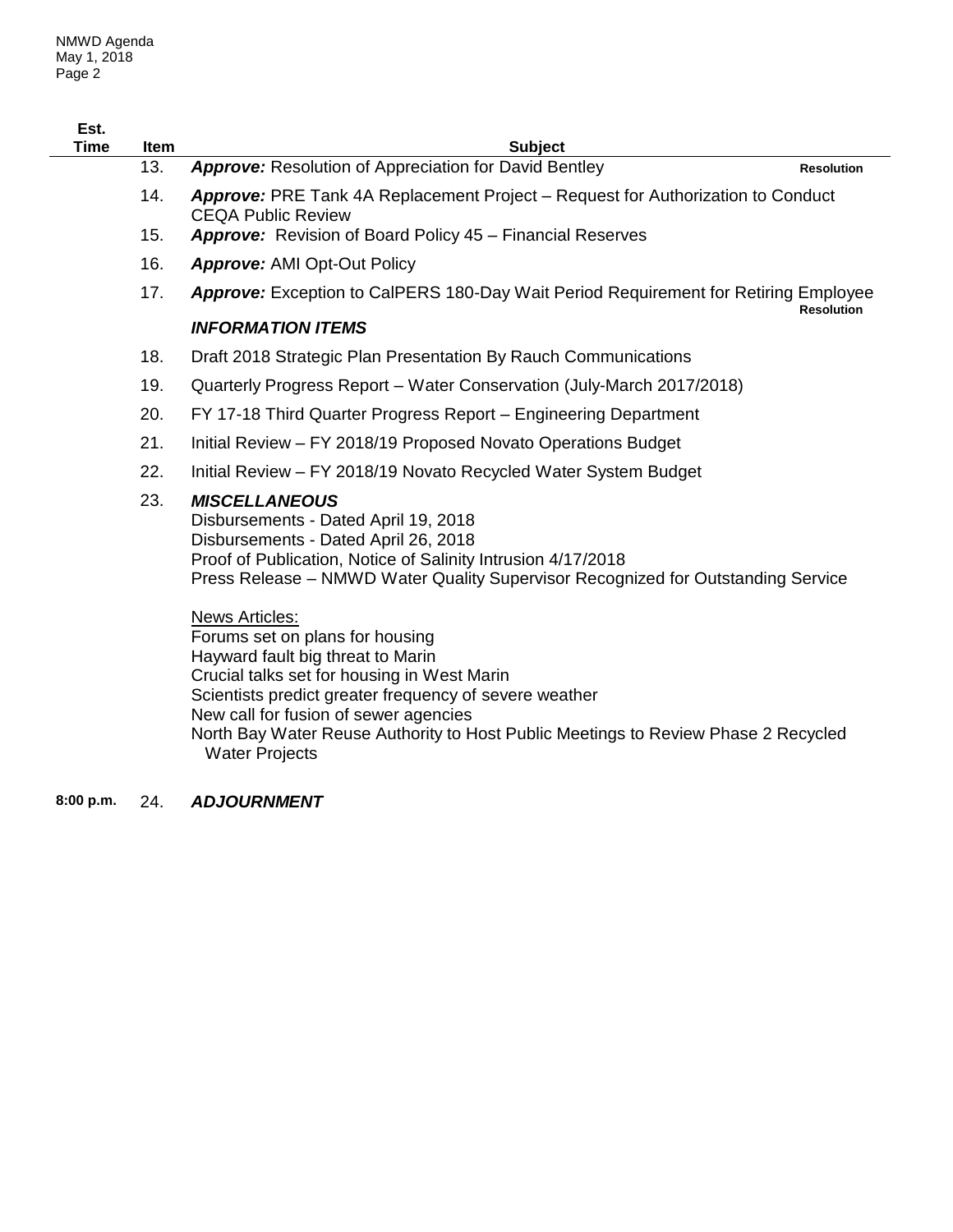| Est. Time | Item | Subject | |
|---|---|---|---|
| | 13. | ***Approve:*** Resolution of Appreciation for David Bentley | **Resolution** |
| | 14. | ***Approve:*** PRE Tank 4A Replacement Project – Request for Authorization to Conduct CEQA Public Review | |
| | 15. | ***Approve:*** Revision of Board Policy 45 – Financial Reserves | |
| | 16. | ***Approve:*** AMI Opt-Out Policy | |
| | 17. | ***Approve:*** Exception to CalPERS 180-Day Wait Period Requirement for Retiring Employee | **Resolution** |
| | | ***INFORMATION ITEMS*** | |
| | 18. | Draft 2018 Strategic Plan Presentation By Rauch Communications | |
| | 19. | Quarterly Progress Report – Water Conservation (July-March 2017/2018) | |
| | 20. | FY 17-18 Third Quarter Progress Report – Engineering Department | |
| | 21. | Initial Review – FY 2018/19 Proposed Novato Operations Budget | |
| | 22. | Initial Review – FY 2018/19 Novato Recycled Water System Budget | |
| | 23. | ***MISCELLANEOUS***<br>Disbursements - Dated April 19, 2018<br>Disbursements - Dated April 26, 2018<br>Proof of Publication, Notice of Salinity Intrusion 4/17/2018<br>Press Release – NMWD Water Quality Supervisor Recognized for Outstanding Service<br><br>News Articles:<br>Forums set on plans for housing<br>Hayward fault big threat to Marin<br>Crucial talks set for housing in West Marin<br>Scientists predict greater frequency of severe weather<br>New call for fusion of sewer agencies<br>North Bay Water Reuse Authority to Host Public Meetings to Review Phase 2 Recycled Water Projects | |
| **8:00 p.m.** | 24. | ***ADJOURNMENT*** | |